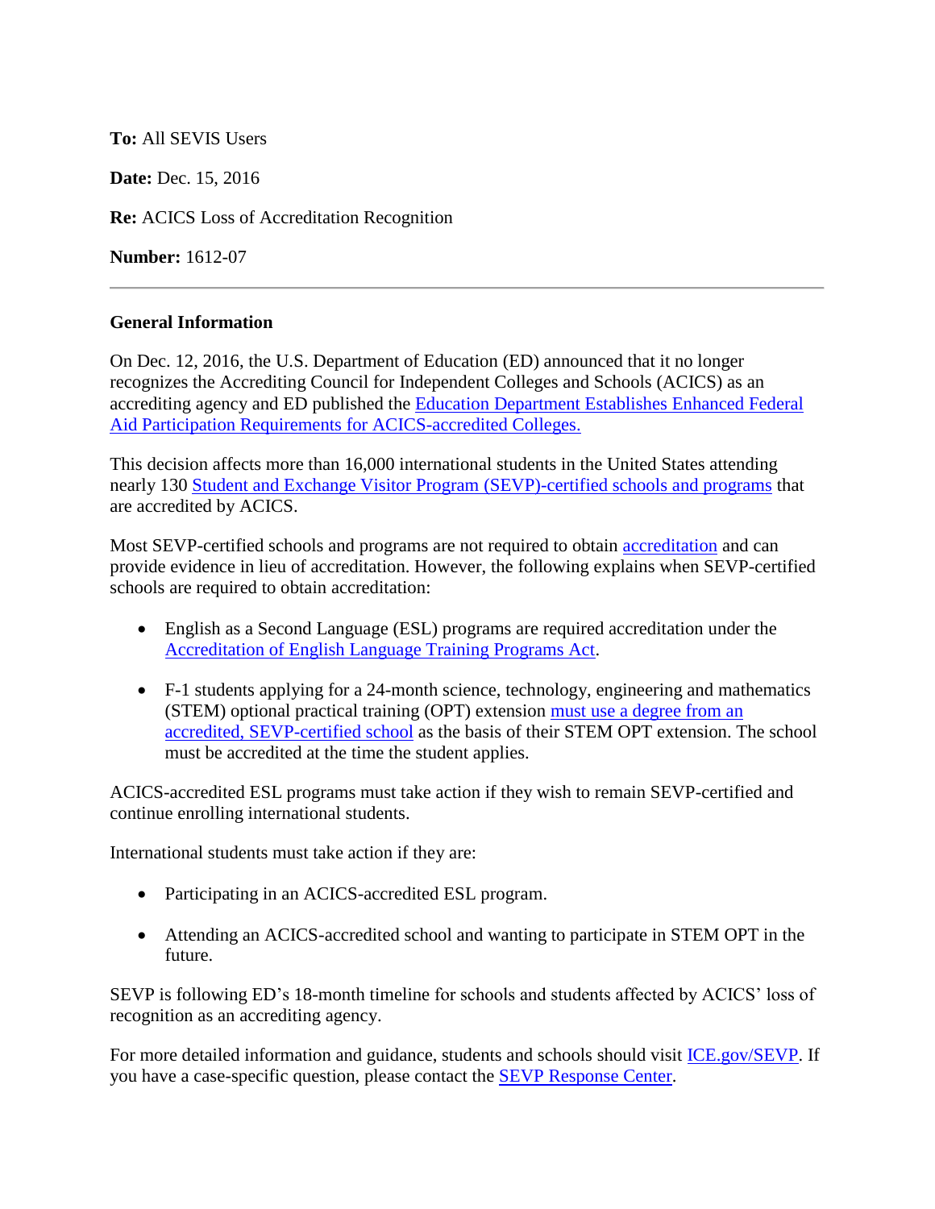**To:** All SEVIS Users

**Date:** Dec. 15, 2016

**Re:** ACICS Loss of Accreditation Recognition

**Number:** 1612-07

---

**General Information**

On Dec. 12, 2016, the U.S. Department of Education (ED) announced that it no longer recognizes the Accrediting Council for Independent Colleges and Schools (ACICS) as an accrediting agency and ED published the Education Department Establishes Enhanced Federal Aid Participation Requirements for ACICS-accredited Colleges.

This decision affects more than 16,000 international students in the United States attending nearly 130 Student and Exchange Visitor Program (SEVP)-certified schools and programs that are accredited by ACICS.

Most SEVP-certified schools and programs are not required to obtain accreditation and can provide evidence in lieu of accreditation. However, the following explains when SEVP-certified schools are required to obtain accreditation:

- English as a Second Language (ESL) programs are required accreditation under the Accreditation of English Language Training Programs Act.
- F-1 students applying for a 24-month science, technology, engineering and mathematics (STEM) optional practical training (OPT) extension must use a degree from an accredited, SEVP-certified school as the basis of their STEM OPT extension. The school must be accredited at the time the student applies.

ACICS-accredited ESL programs must take action if they wish to remain SEVP-certified and continue enrolling international students.

International students must take action if they are:

- Participating in an ACICS-accredited ESL program.
- Attending an ACICS-accredited school and wanting to participate in STEM OPT in the future.

SEVP is following ED's 18-month timeline for schools and students affected by ACICS' loss of recognition as an accrediting agency.

For more detailed information and guidance, students and schools should visit ICE.gov/SEVP. If you have a case-specific question, please contact the SEVP Response Center.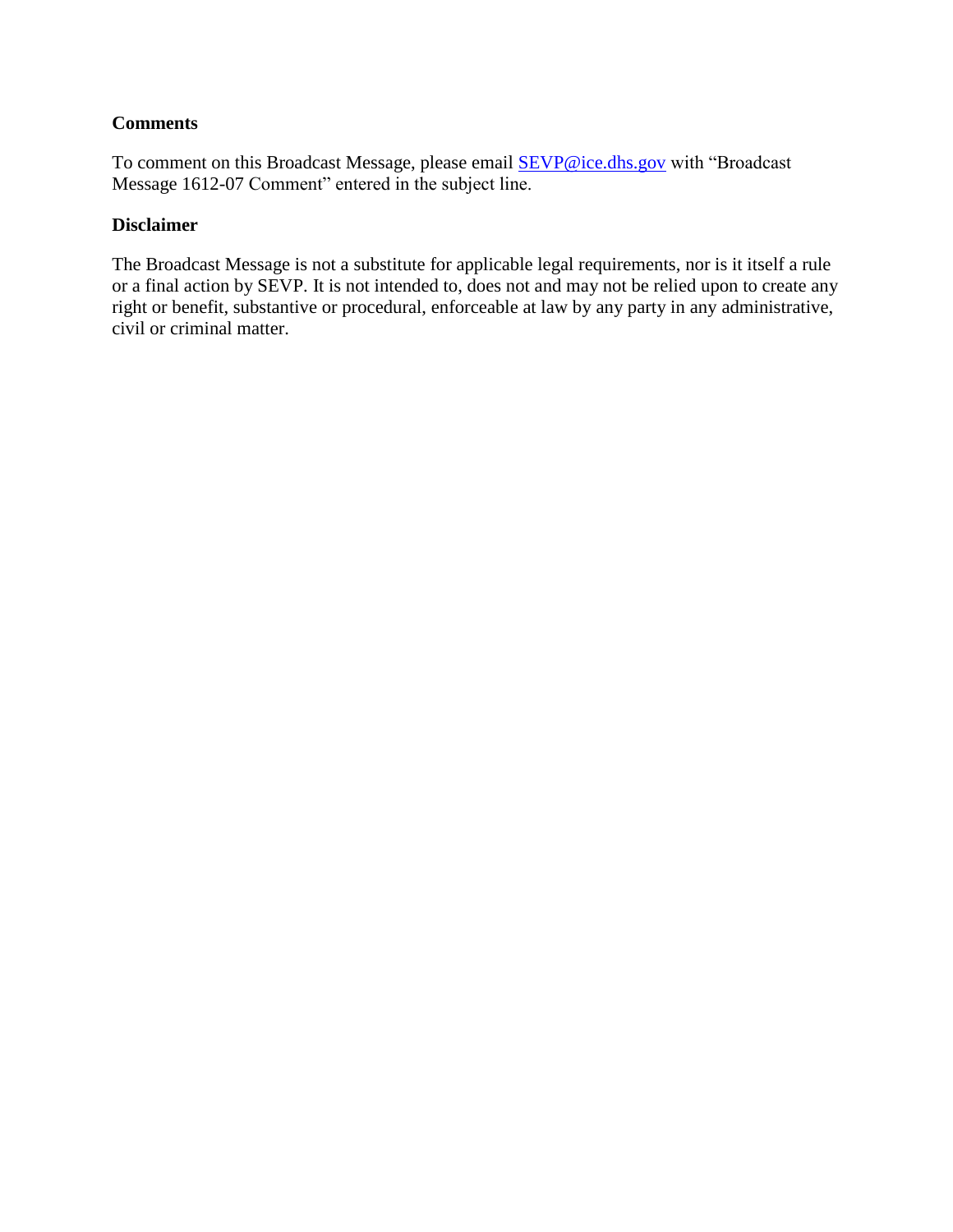**Comments**

To comment on this Broadcast Message, please email SEVP@ice.dhs.gov with "Broadcast Message 1612-07 Comment" entered in the subject line.

**Disclaimer**

The Broadcast Message is not a substitute for applicable legal requirements, nor is it itself a rule or a final action by SEVP. It is not intended to, does not and may not be relied upon to create any right or benefit, substantive or procedural, enforceable at law by any party in any administrative, civil or criminal matter.